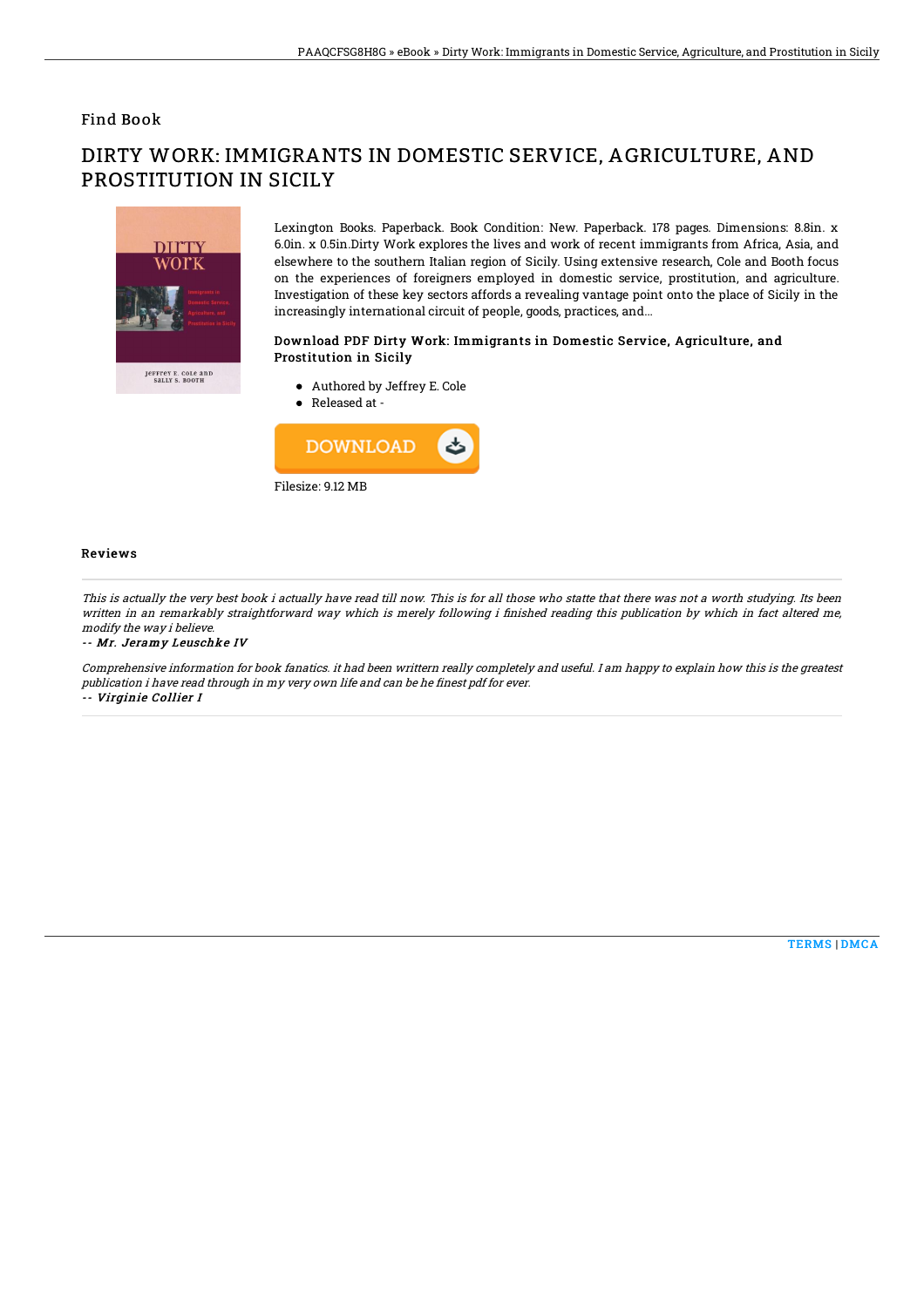## Find Book

# DIRTY WORK: IMMIGRANTS IN DOMESTIC SERVICE, AGRICULTURE, AND PROSTITUTION IN SICILY

Lexington Books. Paperback. Book Condition: New. Paperback. 178 pages. Dimensions: 8.8in. x 6.0in. x 0.5in.Dirty Work explores the lives and work of recent immigrants from Africa, Asia, and elsewhere to the southern Italian region of Sicily. Using extensive research, Cole and Booth focus on the experiences of foreigners employed in domestic service, prostitution, and agriculture. Investigation of these key sectors affords a revealing vantage point onto the place of Sicily in the increasingly international circuit of people, goods, practices, and...

### Download PDF Dirty Work: Immigrants in Domestic Service, Agriculture, and Prostitution in Sicily

- Authored by Jeffrey E. Cole
- Released at -

DOWNLOAD

Filesize: 9.12 MB

### Reviews

*This is actually the very best book i actually have read till now. This is for all those who statte that there was not a worth studying. Its been written in an remarkably straightforward way which is merely following i finished reading this publication by which in fact altered me, modify the way i believe.*

-- *Mr. Jeramy Leuschke IV*

*Comprehensive information for book fanatics. it had been writtern really completely and useful. I am happy to explain how this is the greatest publication i have read through in my very own life and can be he finest pdf for ever.*

-- *Virginie Collier I*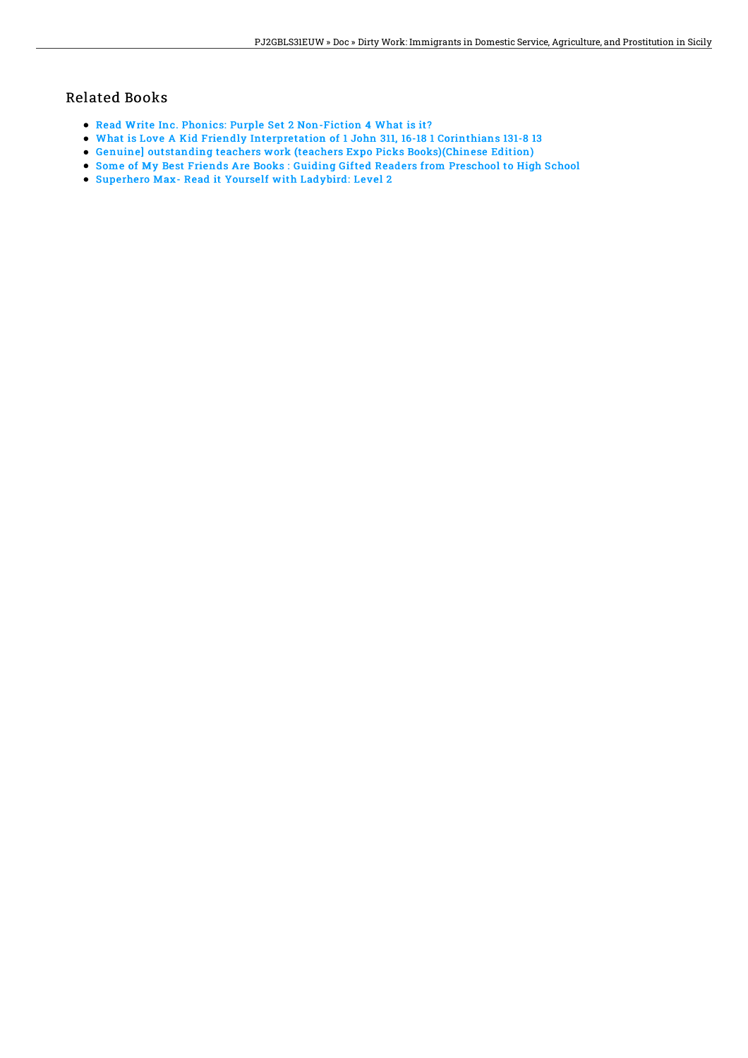## Related Books

- Read Write Inc. Phonics: Purple Set 2 Non-Fiction 4 What is it?
- What is Love A Kid Friendly Interpretation of 1 John 311, 16-18 1 Corinthians 131-8 13
- Genuine] outstanding teachers work (teachers Expo Picks Books)(Chinese Edition)
- Some of My Best Friends Are Books : Guiding Gifted Readers from Preschool to High School
- Superhero Max- Read it Yourself with Ladybird: Level 2